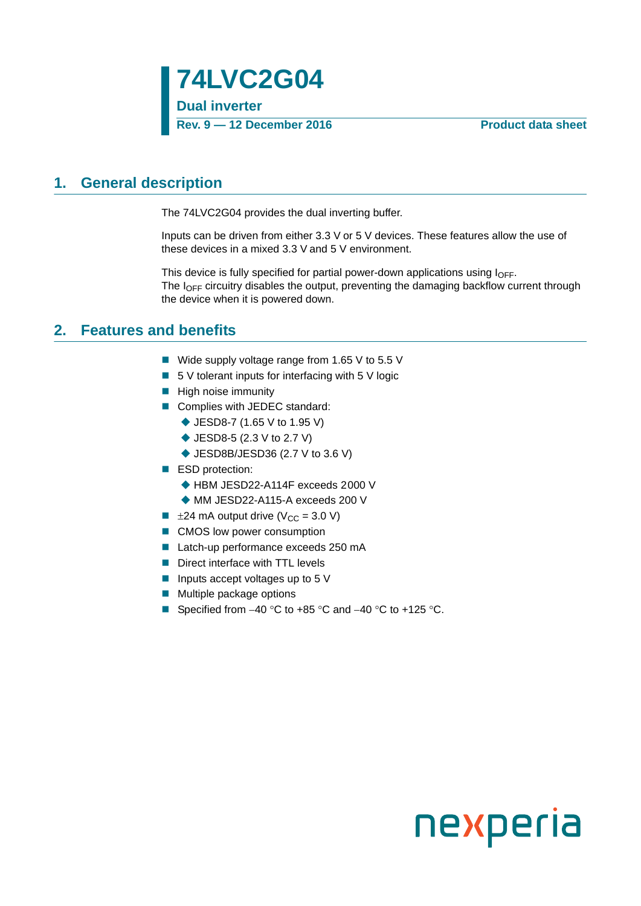# 74LVC2G04

**Dual inverter**

**Rev. 9 — 12 December 2016** **Product data sheet**

## 1. General description

The 74LVC2G04 provides the dual inverting buffer.

Inputs can be driven from either 3.3 V or 5 V devices. These features allow the use of these devices in a mixed 3.3 V and 5 V environment.

This device is fully specified for partial power-down applications using $I_{OFF}$.
The $I_{OFF}$ circuitry disables the output, preventing the damaging backflow current through the device when it is powered down.

## 2. Features and benefits

- Wide supply voltage range from 1.65 V to 5.5 V
- 5 V tolerant inputs for interfacing with 5 V logic
- High noise immunity
- Complies with JEDEC standard:
  - JESD8-7 (1.65 V to 1.95 V)
  - JESD8-5 (2.3 V to 2.7 V)
  - JESD8B/JESD36 (2.7 V to 3.6 V)
- ESD protection:
  - HBM JESD22-A114F exceeds 2000 V
  - MM JESD22-A115-A exceeds 200 V
- ±24 mA output drive ($V_{CC}$ = 3.0 V)
- CMOS low power consumption
- Latch-up performance exceeds 250 mA
- Direct interface with TTL levels
- Inputs accept voltages up to 5 V
- Multiple package options
- Specified from −40 °C to +85 °C and −40 °C to +125 °C.

nexperia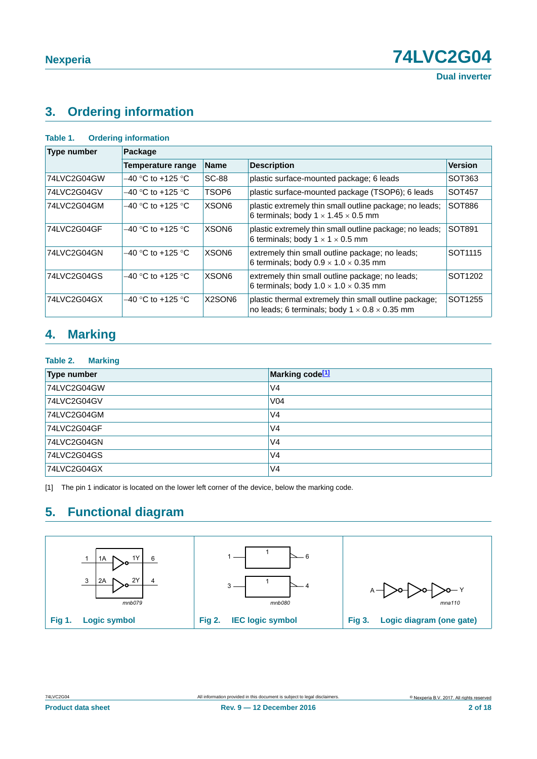## 3. Ordering information

**Table 1. Ordering information**

| Type number | Package | | | |
|---|---|---|---|---|
| | Temperature range | Name | Description | Version |
| 74LVC2G04GW | −40 °C to +125 °C | SC-88 | plastic surface-mounted package; 6 leads | SOT363 |
| 74LVC2G04GV | −40 °C to +125 °C | TSOP6 | plastic surface-mounted package (TSOP6); 6 leads | SOT457 |
| 74LVC2G04GM | −40 °C to +125 °C | XSON6 | plastic extremely thin small outline package; no leads; 6 terminals; body 1 × 1.45 × 0.5 mm | SOT886 |
| 74LVC2G04GF | −40 °C to +125 °C | XSON6 | plastic extremely thin small outline package; no leads; 6 terminals; body 1 × 1 × 0.5 mm | SOT891 |
| 74LVC2G04GN | −40 °C to +125 °C | XSON6 | extremely thin small outline package; no leads; 6 terminals; body 0.9 × 1.0 × 0.35 mm | SOT1115 |
| 74LVC2G04GS | −40 °C to +125 °C | XSON6 | extremely thin small outline package; no leads; 6 terminals; body 1.0 × 1.0 × 0.35 mm | SOT1202 |
| 74LVC2G04GX | −40 °C to +125 °C | X2SON6 | plastic thermal extremely thin small outline package; no leads; 6 terminals; body 1 × 0.8 × 0.35 mm | SOT1255 |

## 4. Marking

**Table 2. Marking**

| Type number | Marking code[1] |
|---|---|
| 74LVC2G04GW | V4 |
| 74LVC2G04GV | V04 |
| 74LVC2G04GM | V4 |
| 74LVC2G04GF | V4 |
| 74LVC2G04GN | V4 |
| 74LVC2G04GS | V4 |
| 74LVC2G04GX | V4 |

[1] The pin 1 indicator is located on the lower left corner of the device, below the marking code.

## 5. Functional diagram

Fig 1. Logic symbol

Fig 2. IEC logic symbol

Fig 3. Logic diagram (one gate)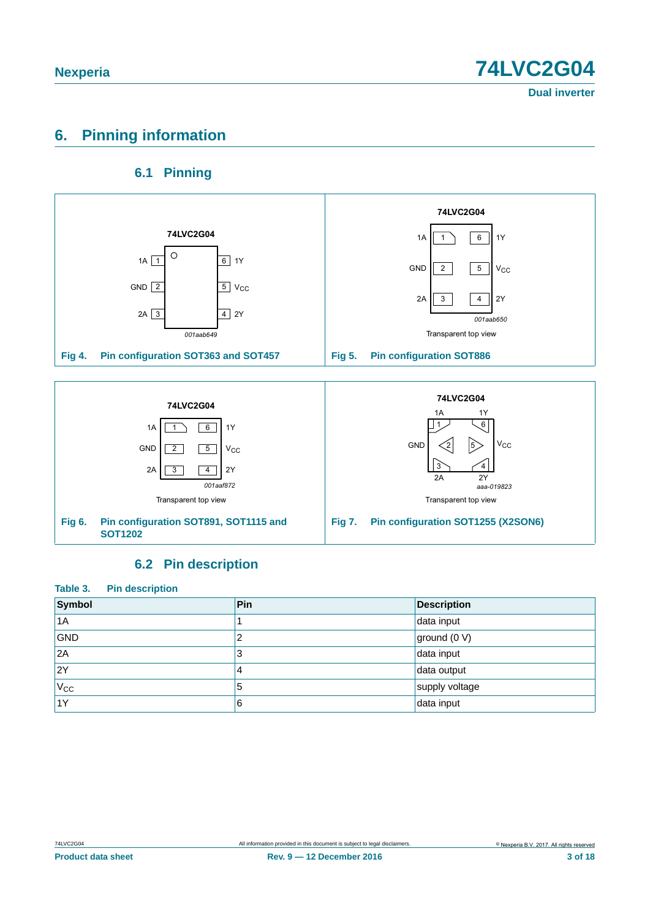## 6. Pinning information

### 6.1 Pinning

Fig 4. Pin configuration SOT363 and SOT457

Fig 5. Pin configuration SOT886

Fig 6. Pin configuration SOT891, SOT1115 and SOT1202

Fig 7. Pin configuration SOT1255 (X2SON6)

### 6.2 Pin description

**Table 3. Pin description**

| Symbol | Pin | Description |
|---|---|---|
| 1A | 1 | data input |
| GND | 2 | ground (0 V) |
| 2A | 3 | data input |
| 2Y | 4 | data output |
| $V_{CC}$ | 5 | supply voltage |
| 1Y | 6 | data input |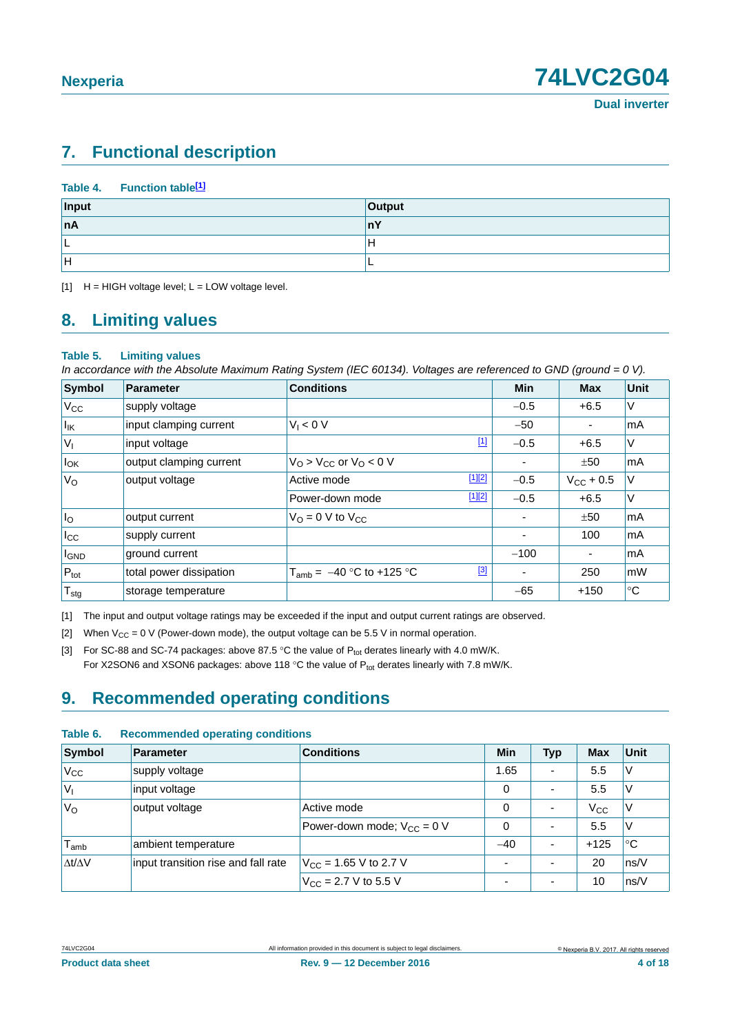## 7. Functional description

**Table 4. Function table[1]**

| Input | Output |
|---|---|
| **nA** | **nY** |
| L | H |
| H | L |

[1] H = HIGH voltage level; L = LOW voltage level.

## 8. Limiting values

**Table 5. Limiting values**

*In accordance with the Absolute Maximum Rating System (IEC 60134). Voltages are referenced to GND (ground = 0 V).*

| Symbol | Parameter | Conditions | | Min | Max | Unit |
|---|---|---|---|---|---|---|
| $V_{CC}$ | supply voltage | | | −0.5 | +6.5 | V |
| $I_{IK}$ | input clamping current | $V_I < 0$ V | | −50 | - | mA |
| $V_I$ | input voltage | | [1] | −0.5 | +6.5 | V |
| $I_{OK}$ | output clamping current | $V_O > V_{CC}$ or $V_O < 0$ V | | - | ±50 | mA |
| $V_O$ | output voltage | Active mode | [1][2] | −0.5 | $V_{CC}$ + 0.5 | V |
| | | Power-down mode | [1][2] | −0.5 | +6.5 | V |
| $I_O$ | output current | $V_O$ = 0 V to $V_{CC}$ | | - | ±50 | mA |
| $I_{CC}$ | supply current | | | - | 100 | mA |
| $I_{GND}$ | ground current | | | −100 | - | mA |
| $P_{tot}$ | total power dissipation | $T_{amb}$ = −40 °C to +125 °C | [3] | - | 250 | mW |
| $T_{stg}$ | storage temperature | | | −65 | +150 | °C |

[1] The input and output voltage ratings may be exceeded if the input and output current ratings are observed.

[2] When $V_{CC}$ = 0 V (Power-down mode), the output voltage can be 5.5 V in normal operation.

[3] For SC-88 and SC-74 packages: above 87.5 °C the value of $P_{tot}$ derates linearly with 4.0 mW/K.
For X2SON6 and XSON6 packages: above 118 °C the value of $P_{tot}$ derates linearly with 7.8 mW/K.

## 9. Recommended operating conditions

**Table 6. Recommended operating conditions**

| Symbol | Parameter | Conditions | Min | Typ | Max | Unit |
|---|---|---|---|---|---|---|
| $V_{CC}$ | supply voltage | | 1.65 | - | 5.5 | V |
| $V_I$ | input voltage | | 0 | - | 5.5 | V |
| $V_O$ | output voltage | Active mode | 0 | - | $V_{CC}$ | V |
| | | Power-down mode; $V_{CC}$ = 0 V | 0 | - | 5.5 | V |
| $T_{amb}$ | ambient temperature | | −40 | - | +125 | °C |
| $\Delta t/\Delta V$ | input transition rise and fall rate | $V_{CC}$ = 1.65 V to 2.7 V | - | - | 20 | ns/V |
| | | $V_{CC}$ = 2.7 V to 5.5 V | - | - | 10 | ns/V |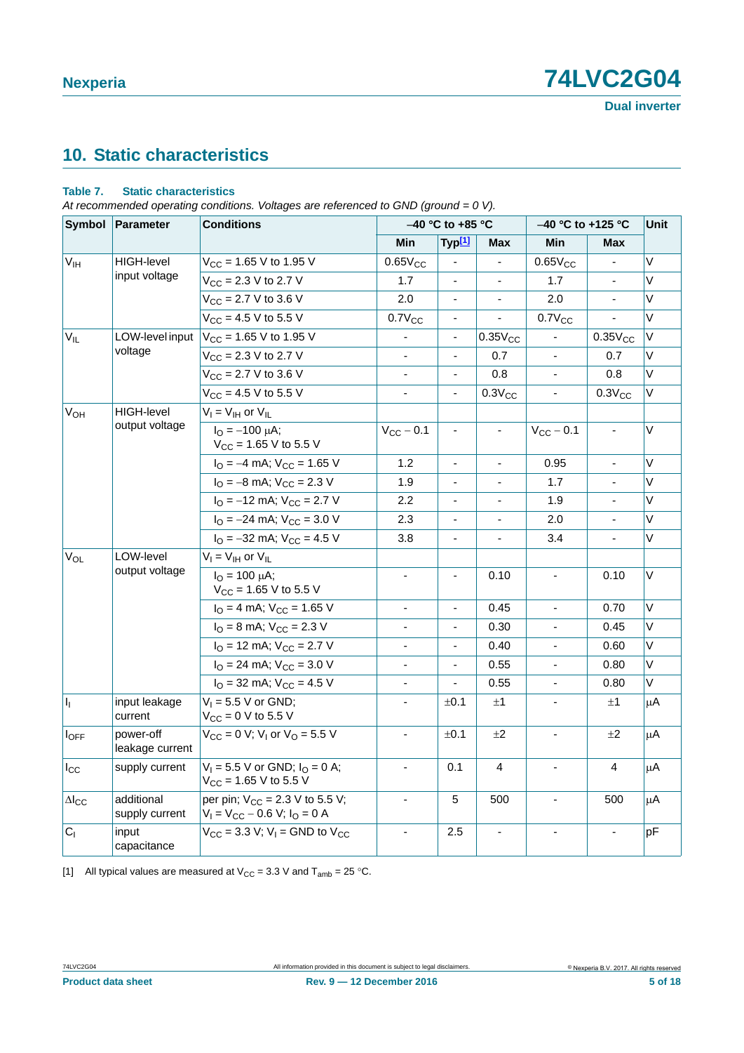## 10. Static characteristics

**Table 7. Static characteristics**

*At recommended operating conditions. Voltages are referenced to GND (ground = 0 V).*

| Symbol | Parameter | Conditions | −40 °C to +85 °C | | | −40 °C to +125 °C | | Unit |
|---|---|---|---|---|---|---|---|---|
| | | | Min | Typ[1] | Max | Min | Max | |
| $V_{IH}$ | HIGH-level input voltage | $V_{CC}$ = 1.65 V to 1.95 V | $0.65V_{CC}$ | - | - | $0.65V_{CC}$ | - | V |
| | | $V_{CC}$ = 2.3 V to 2.7 V | 1.7 | - | - | 1.7 | - | V |
| | | $V_{CC}$ = 2.7 V to 3.6 V | 2.0 | - | - | 2.0 | - | V |
| | | $V_{CC}$ = 4.5 V to 5.5 V | $0.7V_{CC}$ | - | - | $0.7V_{CC}$ | - | V |
| $V_{IL}$ | LOW-level input voltage | $V_{CC}$ = 1.65 V to 1.95 V | - | - | $0.35V_{CC}$ | - | $0.35V_{CC}$ | V |
| | | $V_{CC}$ = 2.3 V to 2.7 V | - | - | 0.7 | - | 0.7 | V |
| | | $V_{CC}$ = 2.7 V to 3.6 V | - | - | 0.8 | - | 0.8 | V |
| | | $V_{CC}$ = 4.5 V to 5.5 V | - | - | $0.3V_{CC}$ | - | $0.3V_{CC}$ | V |
| $V_{OH}$ | HIGH-level output voltage | $V_I = V_{IH}$ or $V_{IL}$ | | | | | | |
| | | $I_O$ = −100 μA; $V_{CC}$ = 1.65 V to 5.5 V | $V_{CC} - 0.1$ | - | - | $V_{CC} - 0.1$ | - | V |
| | | $I_O$ = −4 mA; $V_{CC}$ = 1.65 V | 1.2 | - | - | 0.95 | - | V |
| | | $I_O$ = −8 mA; $V_{CC}$ = 2.3 V | 1.9 | - | - | 1.7 | - | V |
| | | $I_O$ = −12 mA; $V_{CC}$ = 2.7 V | 2.2 | - | - | 1.9 | - | V |
| | | $I_O$ = −24 mA; $V_{CC}$ = 3.0 V | 2.3 | - | - | 2.0 | - | V |
| | | $I_O$ = −32 mA; $V_{CC}$ = 4.5 V | 3.8 | - | - | 3.4 | - | V |
| $V_{OL}$ | LOW-level output voltage | $V_I = V_{IH}$ or $V_{IL}$ | | | | | | |
| | | $I_O$ = 100 μA; $V_{CC}$ = 1.65 V to 5.5 V | - | - | 0.10 | - | 0.10 | V |
| | | $I_O$ = 4 mA; $V_{CC}$ = 1.65 V | - | - | 0.45 | - | 0.70 | V |
| | | $I_O$ = 8 mA; $V_{CC}$ = 2.3 V | - | - | 0.30 | - | 0.45 | V |
| | | $I_O$ = 12 mA; $V_{CC}$ = 2.7 V | - | - | 0.40 | - | 0.60 | V |
| | | $I_O$ = 24 mA; $V_{CC}$ = 3.0 V | - | - | 0.55 | - | 0.80 | V |
| | | $I_O$ = 32 mA; $V_{CC}$ = 4.5 V | - | - | 0.55 | - | 0.80 | V |
| $I_I$ | input leakage current | $V_I$ = 5.5 V or GND; $V_{CC}$ = 0 V to 5.5 V | - | ±0.1 | ±1 | - | ±1 | μA |
| $I_{OFF}$ | power-off leakage current | $V_{CC}$ = 0 V; $V_I$ or $V_O$ = 5.5 V | - | ±0.1 | ±2 | - | ±2 | μA |
| $I_{CC}$ | supply current | $V_I$ = 5.5 V or GND; $I_O$ = 0 A; $V_{CC}$ = 1.65 V to 5.5 V | - | 0.1 | 4 | - | 4 | μA |
| $\Delta I_{CC}$ | additional supply current | per pin; $V_{CC}$ = 2.3 V to 5.5 V; $V_I = V_{CC} - 0.6$ V; $I_O$ = 0 A | - | 5 | 500 | - | 500 | μA |
| $C_I$ | input capacitance | $V_{CC}$ = 3.3 V; $V_I$ = GND to $V_{CC}$ | - | 2.5 | - | - | - | pF |

[1] All typical values are measured at $V_{CC}$ = 3.3 V and $T_{amb}$ = 25 °C.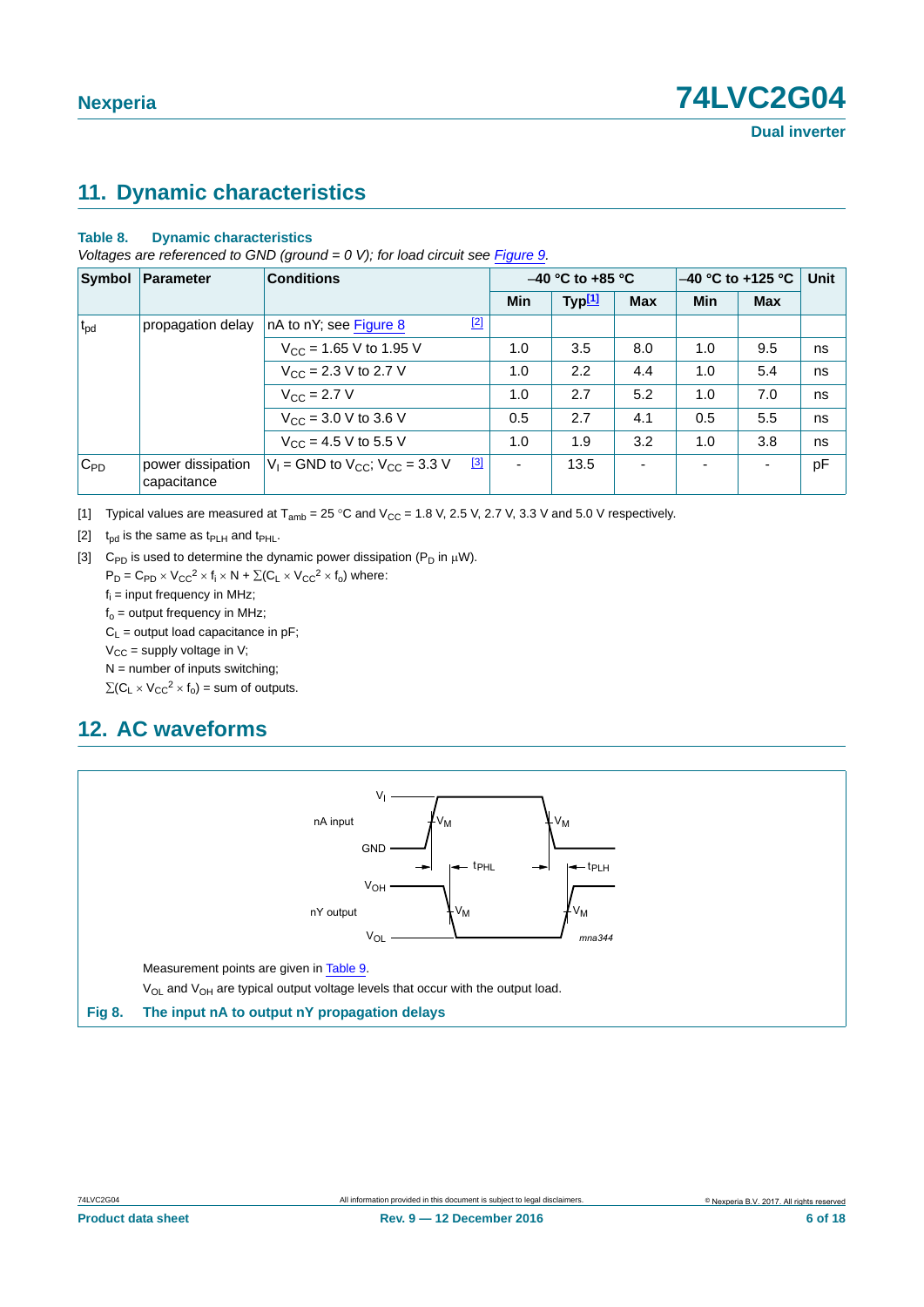## 11. Dynamic characteristics

**Table 8. Dynamic characteristics**

*Voltages are referenced to GND (ground = 0 V); for load circuit see Figure 9.*

| Symbol | Parameter | Conditions | –40 °C to +85 °C | | | –40 °C to +125 °C | | Unit |
|---|---|---|---|---|---|---|---|---|
| | | | Min | Typ[1] | Max | Min | Max | |
| $t_{pd}$ | propagation delay | nA to nY; see Figure 8 [2] | | | | | | |
| | | $V_{CC}$ = 1.65 V to 1.95 V | 1.0 | 3.5 | 8.0 | 1.0 | 9.5 | ns |
| | | $V_{CC}$ = 2.3 V to 2.7 V | 1.0 | 2.2 | 4.4 | 1.0 | 5.4 | ns |
| | | $V_{CC}$ = 2.7 V | 1.0 | 2.7 | 5.2 | 1.0 | 7.0 | ns |
| | | $V_{CC}$ = 3.0 V to 3.6 V | 0.5 | 2.7 | 4.1 | 0.5 | 5.5 | ns |
| | | $V_{CC}$ = 4.5 V to 5.5 V | 1.0 | 1.9 | 3.2 | 1.0 | 3.8 | ns |
| $C_{PD}$ | power dissipation capacitance | $V_I$ = GND to $V_{CC}$; $V_{CC}$ = 3.3 V [3] | - | 13.5 | - | - | - | pF |

[1] Typical values are measured at $T_{amb}$ = 25 °C and $V_{CC}$ = 1.8 V, 2.5 V, 2.7 V, 3.3 V and 5.0 V respectively.

[2] $t_{pd}$ is the same as $t_{PLH}$ and $t_{PHL}$.

[3] $C_{PD}$ is used to determine the dynamic power dissipation ($P_D$ in μW).

$P_D = C_{PD} \times V_{CC}^2 \times f_i \times N + \sum(C_L \times V_{CC}^2 \times f_o)$ where:

$f_i$ = input frequency in MHz;

$f_o$ = output frequency in MHz;

$C_L$ = output load capacitance in pF;

$V_{CC}$ = supply voltage in V;

N = number of inputs switching;

$\sum(C_L \times V_{CC}^2 \times f_o)$ = sum of outputs.

## 12. AC waveforms

Measurement points are given in Table 9.

$V_{OL}$ and $V_{OH}$ are typical output voltage levels that occur with the output load.

**Fig 8. The input nA to output nY propagation delays**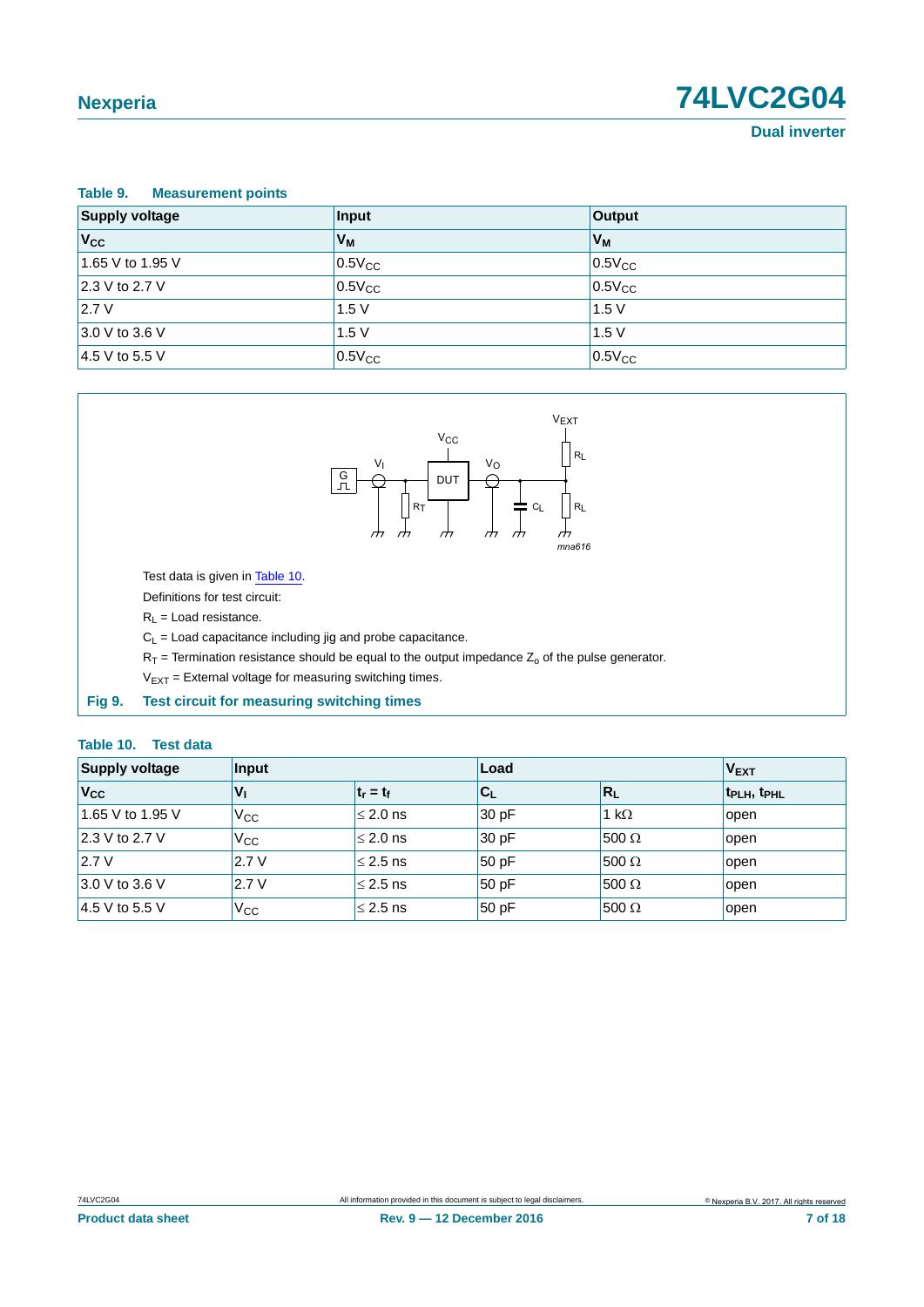**Table 9. Measurement points**

| Supply voltage | Input | Output |
|---|---|---|
| $V_{CC}$ | $V_M$ | $V_M$ |
| 1.65 V to 1.95 V | $0.5V_{CC}$ | $0.5V_{CC}$ |
| 2.3 V to 2.7 V | $0.5V_{CC}$ | $0.5V_{CC}$ |
| 2.7 V | 1.5 V | 1.5 V |
| 3.0 V to 3.6 V | 1.5 V | 1.5 V |
| 4.5 V to 5.5 V | $0.5V_{CC}$ | $0.5V_{CC}$ |

Test data is given in Table 10.

Definitions for test circuit:

$R_L$ = Load resistance.

$C_L$ = Load capacitance including jig and probe capacitance.

$R_T$ = Termination resistance should be equal to the output impedance $Z_o$ of the pulse generator.

$V_{EXT}$ = External voltage for measuring switching times.

**Fig 9. Test circuit for measuring switching times**

**Table 10. Test data**

| Supply voltage | Input | | Load | | $V_{EXT}$ |
|---|---|---|---|---|---|
| $V_{CC}$ | $V_I$ | $t_r = t_f$ | $C_L$ | $R_L$ | $t_{PLH}$, $t_{PHL}$ |
| 1.65 V to 1.95 V | $V_{CC}$ | ≤ 2.0 ns | 30 pF | 1 kΩ | open |
| 2.3 V to 2.7 V | $V_{CC}$ | ≤ 2.0 ns | 30 pF | 500 Ω | open |
| 2.7 V | 2.7 V | ≤ 2.5 ns | 50 pF | 500 Ω | open |
| 3.0 V to 3.6 V | 2.7 V | ≤ 2.5 ns | 50 pF | 500 Ω | open |
| 4.5 V to 5.5 V | $V_{CC}$ | ≤ 2.5 ns | 50 pF | 500 Ω | open |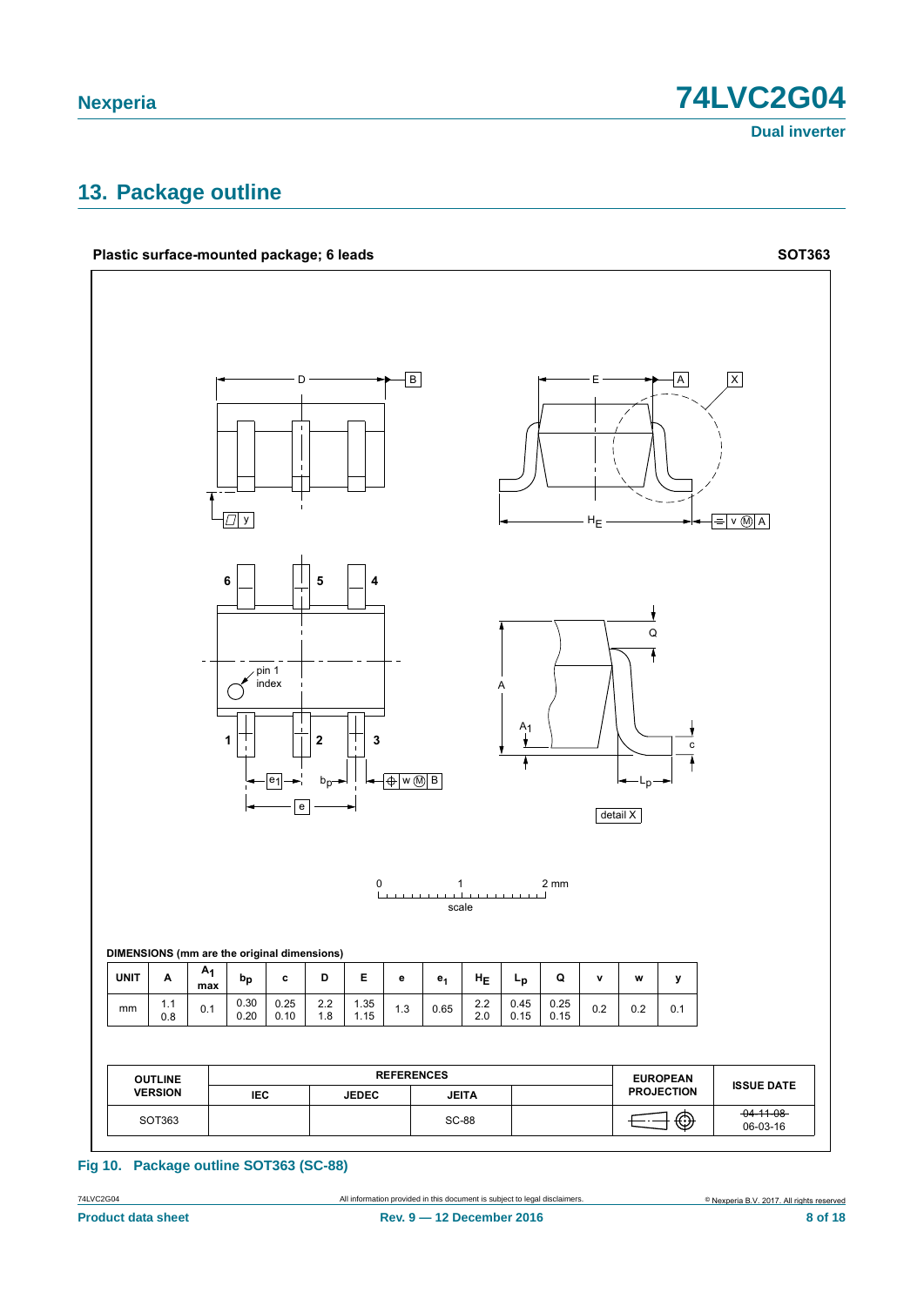## 13. Package outline

**Plastic surface-mounted package; 6 leads** **SOT363**

DIMENSIONS (mm are the original dimensions)

| UNIT | A | $A_1$ max | $b_p$ | c | D | E | e | $e_1$ | $H_E$ | $L_p$ | Q | v | w | y |
|---|---|---|---|---|---|---|---|---|---|---|---|---|---|---|
| mm | 1.1<br>0.8 | 0.1 | 0.30<br>0.20 | 0.25<br>0.10 | 2.2<br>1.8 | 1.35<br>1.15 | 1.3 | 0.65 | 2.2<br>2.0 | 0.45<br>0.15 | 0.25<br>0.15 | 0.2 | 0.2 | 0.1 |

| OUTLINE VERSION | REFERENCES | | | | EUROPEAN PROJECTION | ISSUE DATE |
|---|---|---|---|---|---|---|
| | IEC | JEDEC | JEITA | | | |
| SOT363 | | | SC-88 | | | ~~04-11-08~~<br>06-03-16 |

**Fig 10. Package outline SOT363 (SC-88)**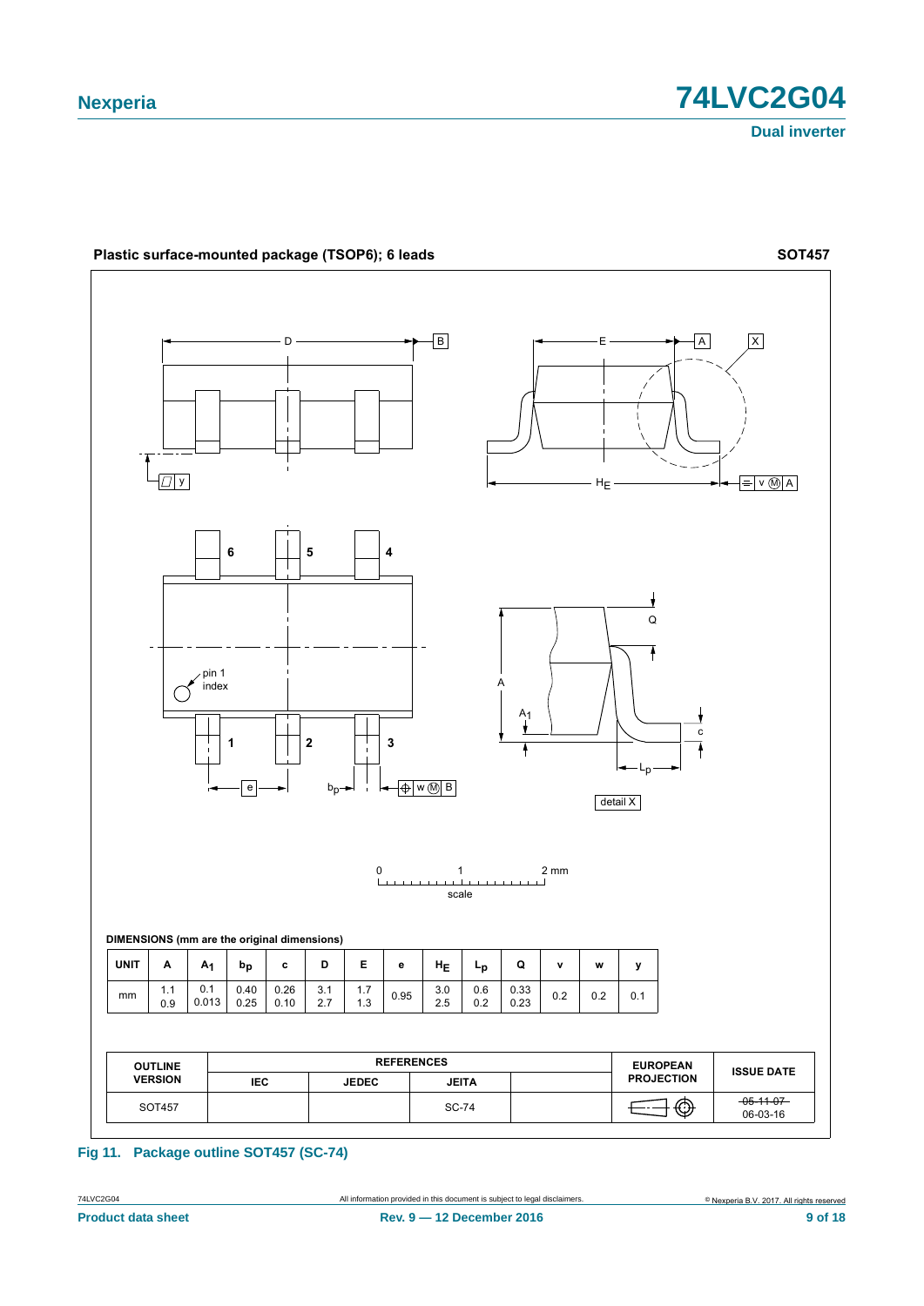**Plastic surface-mounted package (TSOP6); 6 leads** **SOT457**

**DIMENSIONS (mm are the original dimensions)**

| UNIT | A | $A_1$ | $b_p$ | c | D | E | e | $H_E$ | $L_p$ | Q | v | w | y |
|---|---|---|---|---|---|---|---|---|---|---|---|---|---|
| mm | 1.1<br>0.9 | 0.1<br>0.013 | 0.40<br>0.25 | 0.26<br>0.10 | 3.1<br>2.7 | 1.7<br>1.3 | 0.95 | 3.0<br>2.5 | 0.6<br>0.2 | 0.33<br>0.23 | 0.2 | 0.2 | 0.1 |

| OUTLINE VERSION | REFERENCES | | | | EUROPEAN PROJECTION | ISSUE DATE |
|---|---|---|---|---|---|---|
| | IEC | JEDEC | JEITA | | | |
| SOT457 | | | SC-74 | | | ~~05-11-07~~<br>06-03-16 |

**Fig 11. Package outline SOT457 (SC-74)**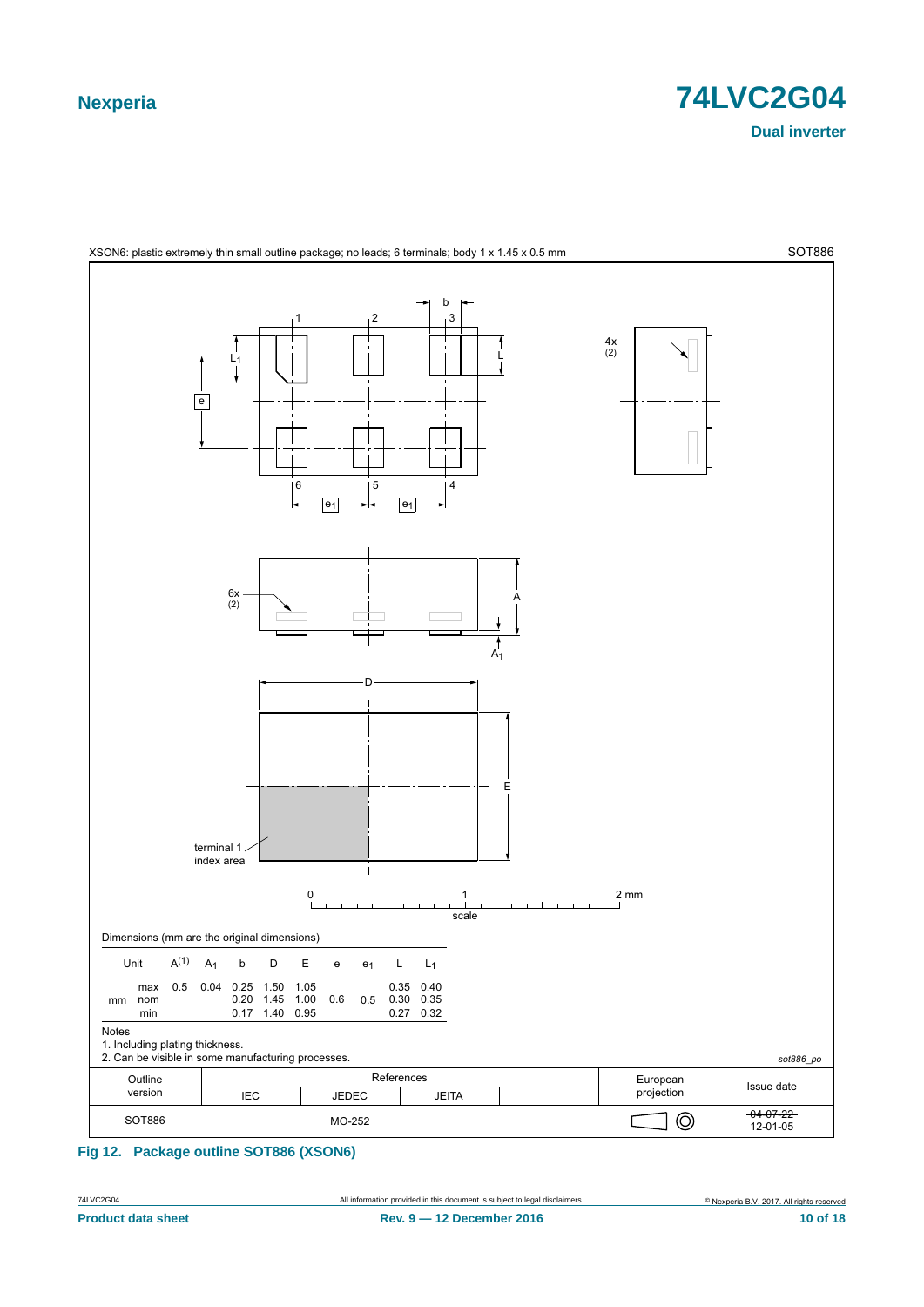XSON6: plastic extremely thin small outline package; no leads; 6 terminals; body 1 x 1.45 x 0.5 mm — SOT886

Dimensions (mm are the original dimensions)

| Unit | | $A^{(1)}$ | $A_1$ | b | D | E | e | $e_1$ | L | $L_1$ |
|---|---|---|---|---|---|---|---|---|---|---|
| mm | max | 0.5 | 0.04 | 0.25 | 1.50 | 1.05 | | | 0.35 | 0.40 |
| | nom | | | 0.20 | 1.45 | 1.00 | 0.6 | 0.5 | 0.30 | 0.35 |
| | min | | | 0.17 | 1.40 | 0.95 | | | 0.27 | 0.32 |

Notes

1. Including plating thickness.
2. Can be visible in some manufacturing processes.

sot886_po

| Outline version | References: IEC | References: JEDEC | References: JEITA | | European projection | Issue date |
|---|---|---|---|---|---|---|
| SOT886 | | MO-252 | | | | ~~04-07-22~~ 12-01-05 |

**Fig 12. Package outline SOT886 (XSON6)**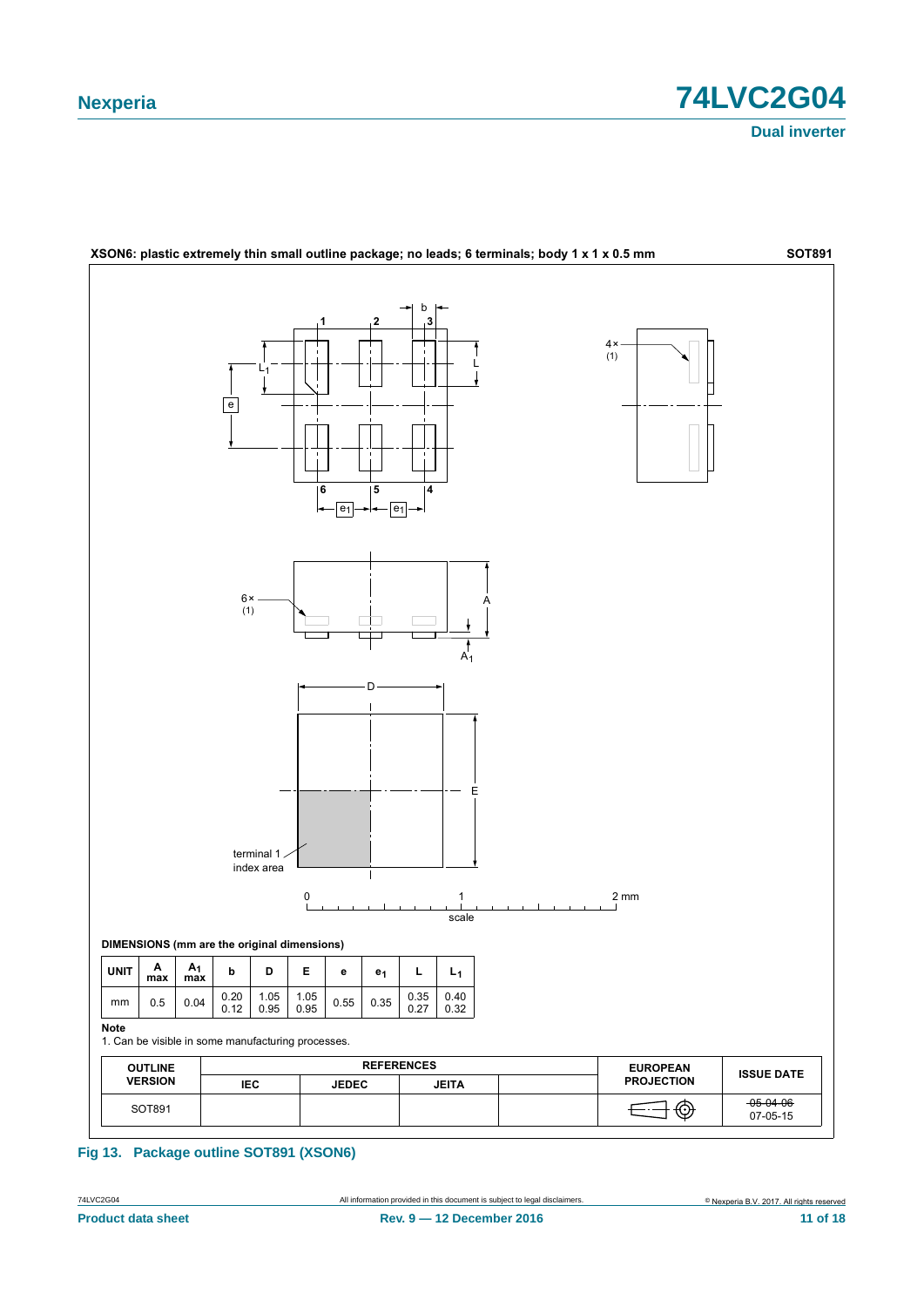**XSON6: plastic extremely thin small outline package; no leads; 6 terminals; body 1 x 1 x 0.5 mm** **SOT891**

**DIMENSIONS (mm are the original dimensions)**

| UNIT | A max | $A_1$ max | b | D | E | e | $e_1$ | L | $L_1$ |
|---|---|---|---|---|---|---|---|---|---|
| mm | 0.5 | 0.04 | 0.20<br>0.12 | 1.05<br>0.95 | 1.05<br>0.95 | 0.55 | 0.35 | 0.35<br>0.27 | 0.40<br>0.32 |

**Note**

1. Can be visible in some manufacturing processes.

| OUTLINE VERSION | REFERENCES | | | | EUROPEAN PROJECTION | ISSUE DATE |
|---|---|---|---|---|---|---|
| | IEC | JEDEC | JEITA | | | |
| SOT891 | | | | | | ~~05-04-06~~<br>07-05-15 |

**Fig 13. Package outline SOT891 (XSON6)**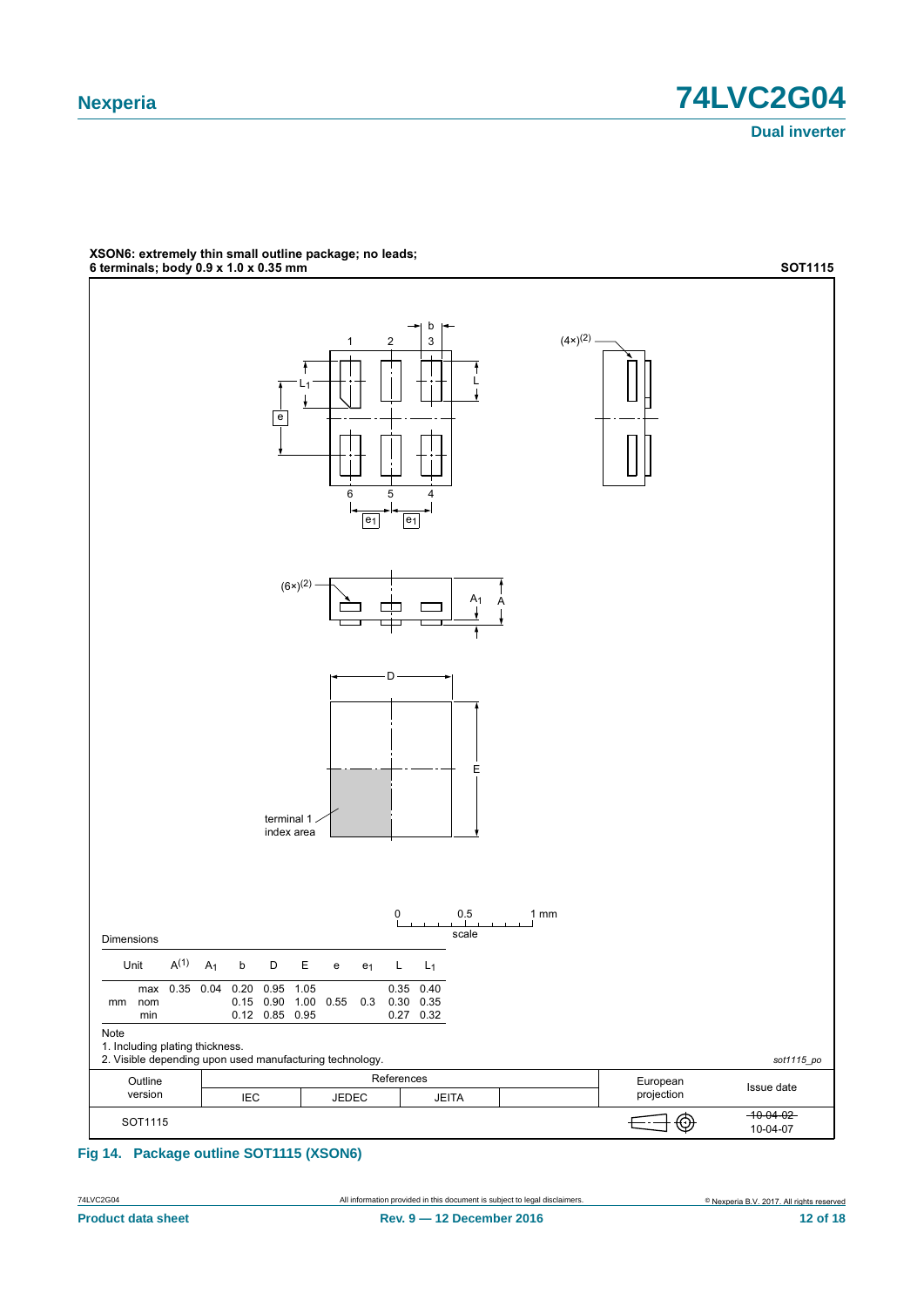**XSON6: extremely thin small outline package; no leads; 6 terminals; body 0.9 x 1.0 x 0.35 mm** **SOT1115**

Dimensions

| Unit | | A(1) | $A_1$ | b | D | E | e | $e_1$ | L | $L_1$ |
|---|---|---|---|---|---|---|---|---|---|---|
| mm | max | 0.35 | 0.04 | 0.20 | 0.95 | 1.05 | | | 0.35 | 0.40 |
| | nom | | | 0.15 | 0.90 | 1.00 | 0.55 | 0.3 | 0.30 | 0.35 |
| | min | | | 0.12 | 0.85 | 0.95 | | | 0.27 | 0.32 |

Note

1. Including plating thickness.
2. Visible depending upon used manufacturing technology.

sot1115_po

| Outline version | References | | | | European projection | Issue date |
|---|---|---|---|---|---|---|
| | IEC | JEDEC | JEITA | | | |
| SOT1115 | | | | | | ~~10-04-02~~ 10-04-07 |

**Fig 14. Package outline SOT1115 (XSON6)**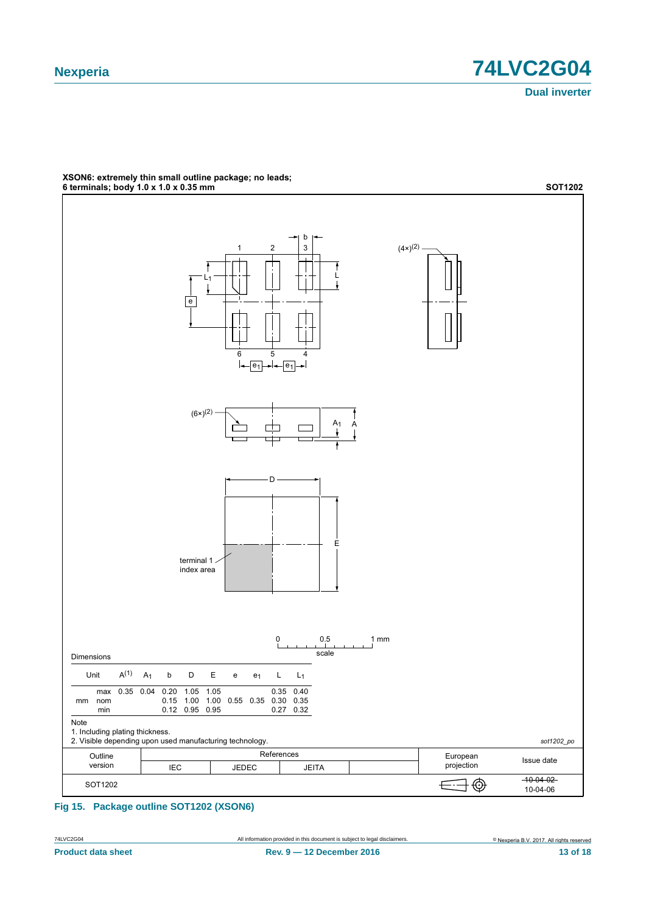**XSON6: extremely thin small outline package; no leads; 6 terminals; body 1.0 x 1.0 x 0.35 mm** **SOT1202**

Dimensions

| Unit | | $A^{(1)}$ | $A_1$ | b | D | E | e | $e_1$ | L | $L_1$ |
|---|---|---|---|---|---|---|---|---|---|---|
| mm | max | 0.35 | 0.04 | 0.20 | 1.05 | 1.05 | | | 0.35 | 0.40 |
| | nom | | | 0.15 | 1.00 | 1.00 | 0.55 | 0.35 | 0.30 | 0.35 |
| | min | | | 0.12 | 0.95 | 0.95 | | | 0.27 | 0.32 |

Note

1. Including plating thickness.
2. Visible depending upon used manufacturing technology.

sot1202_po

| Outline version | References | | | | European projection | Issue date |
|---|---|---|---|---|---|---|
| | IEC | JEDEC | JEITA | | | |
| SOT1202 | | | | | | ~~10-04-02~~ 10-04-06 |

**Fig 15. Package outline SOT1202 (XSON6)**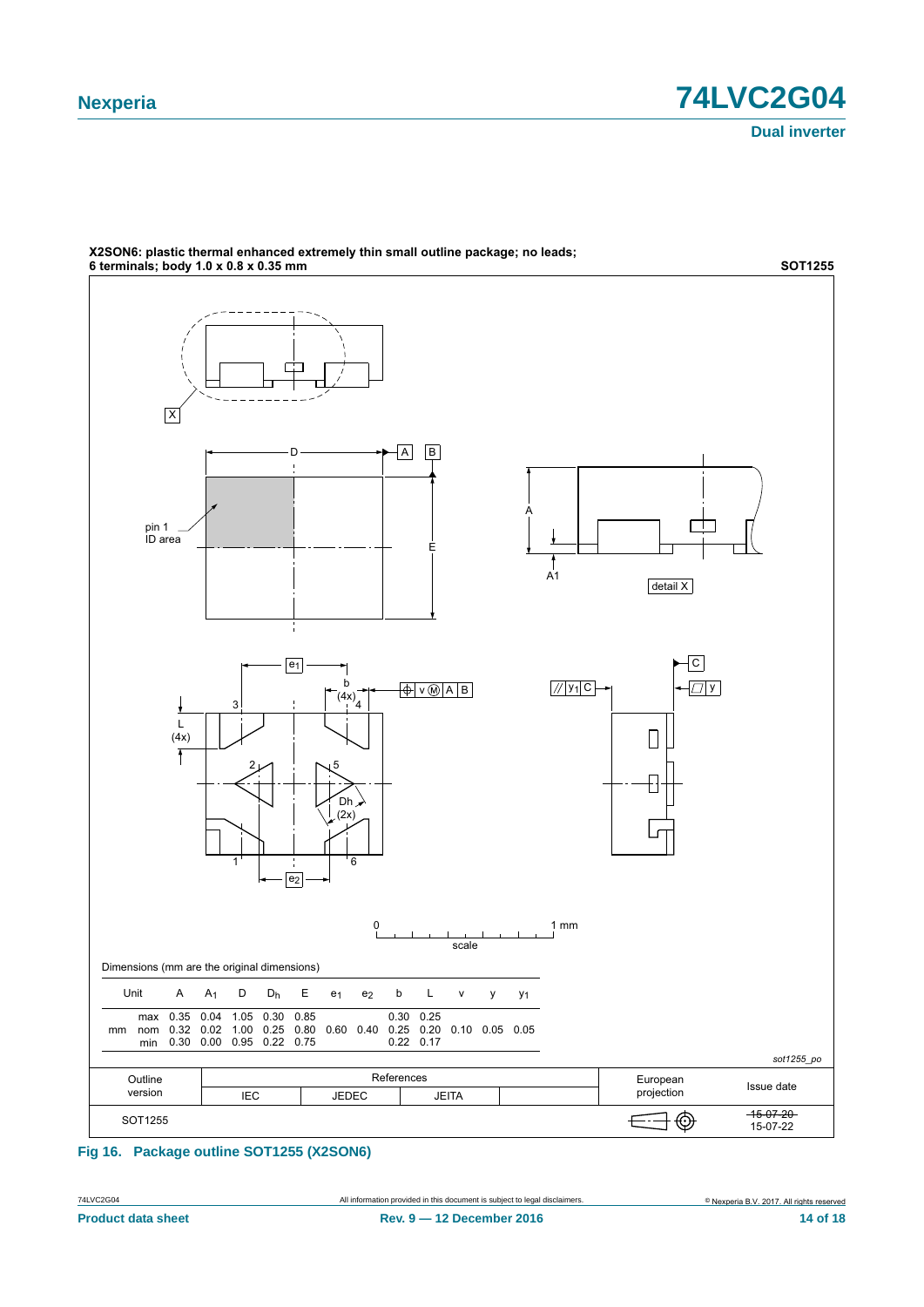**X2SON6: plastic thermal enhanced extremely thin small outline package; no leads; 6 terminals; body 1.0 x 0.8 x 0.35 mm** **SOT1255**

Dimensions (mm are the original dimensions)

| Unit | | A | $A_1$ | D | $D_h$ | E | $e_1$ | $e_2$ | b | L | v | y | $y_1$ |
|---|---|---|---|---|---|---|---|---|---|---|---|---|---|
| mm | max | 0.35 | 0.04 | 1.05 | 0.30 | 0.85 | | | 0.30 | 0.25 | | | |
| | nom | 0.32 | 0.02 | 1.00 | 0.25 | 0.80 | 0.60 | 0.40 | 0.25 | 0.20 | 0.10 | 0.05 | 0.05 |
| | min | 0.30 | 0.00 | 0.95 | 0.22 | 0.75 | | | 0.22 | 0.17 | | | |

*sot1255_po*

| Outline version | References IEC | References JEDEC | References JEITA | | European projection | Issue date |
|---|---|---|---|---|---|---|
| SOT1255 | | | | | | ~~15-07-20~~ 15-07-22 |

**Fig 16. Package outline SOT1255 (X2SON6)**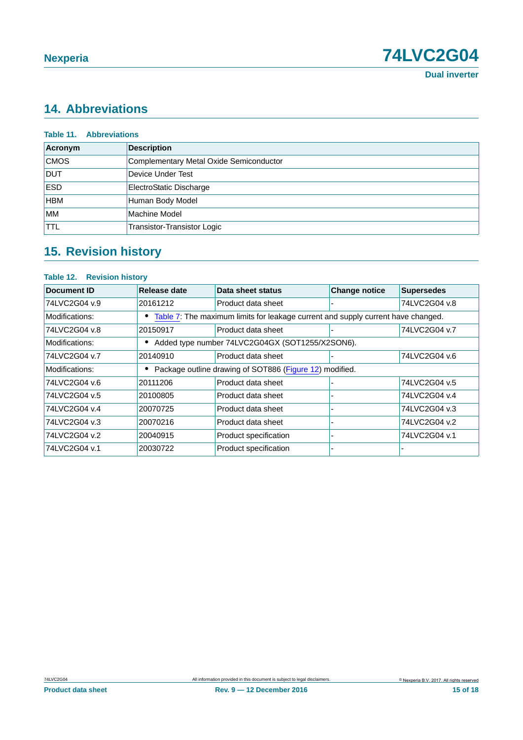## 14. Abbreviations

**Table 11. Abbreviations**

| Acronym | Description |
|---|---|
| CMOS | Complementary Metal Oxide Semiconductor |
| DUT | Device Under Test |
| ESD | ElectroStatic Discharge |
| HBM | Human Body Model |
| MM | Machine Model |
| TTL | Transistor-Transistor Logic |

## 15. Revision history

**Table 12. Revision history**

| Document ID | Release date | Data sheet status | Change notice | Supersedes |
|---|---|---|---|---|
| 74LVC2G04 v.9 | 20161212 | Product data sheet | - | 74LVC2G04 v.8 |
| Modifications: | • Table 7: The maximum limits for leakage current and supply current have changed. | | | |
| 74LVC2G04 v.8 | 20150917 | Product data sheet | - | 74LVC2G04 v.7 |
| Modifications: | • Added type number 74LVC2G04GX (SOT1255/X2SON6). | | | |
| 74LVC2G04 v.7 | 20140910 | Product data sheet | - | 74LVC2G04 v.6 |
| Modifications: | • Package outline drawing of SOT886 (Figure 12) modified. | | | |
| 74LVC2G04 v.6 | 20111206 | Product data sheet | - | 74LVC2G04 v.5 |
| 74LVC2G04 v.5 | 20100805 | Product data sheet | - | 74LVC2G04 v.4 |
| 74LVC2G04 v.4 | 20070725 | Product data sheet | - | 74LVC2G04 v.3 |
| 74LVC2G04 v.3 | 20070216 | Product data sheet | - | 74LVC2G04 v.2 |
| 74LVC2G04 v.2 | 20040915 | Product specification | - | 74LVC2G04 v.1 |
| 74LVC2G04 v.1 | 20030722 | Product specification | - | - |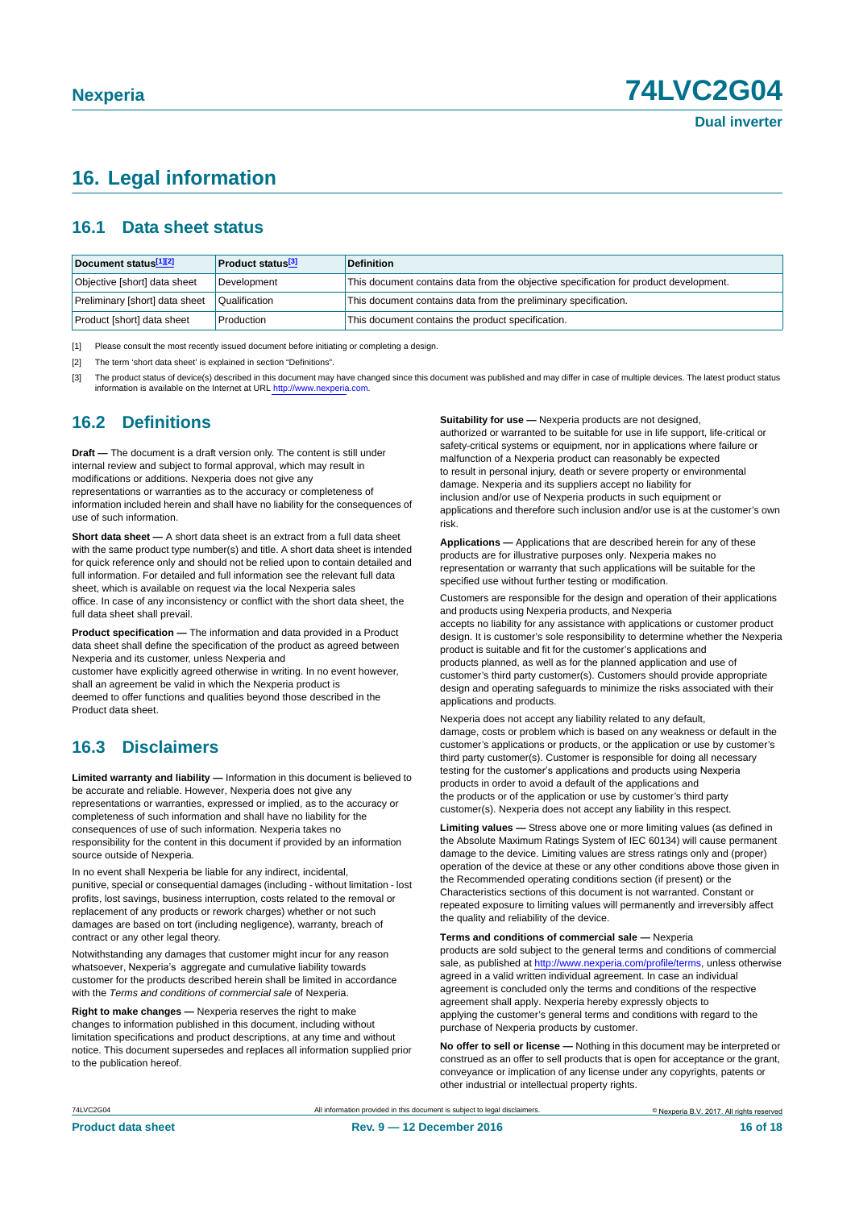# 16. Legal information

## 16.1 Data sheet status

| Document status[1][2] | Product status[3] | Definition |
|---|---|---|
| Objective [short] data sheet | Development | This document contains data from the objective specification for product development. |
| Preliminary [short] data sheet | Qualification | This document contains data from the preliminary specification. |
| Product [short] data sheet | Production | This document contains the product specification. |

[1] Please consult the most recently issued document before initiating or completing a design.

[2] The term 'short data sheet' is explained in section "Definitions".

[3] The product status of device(s) described in this document may have changed since this document was published and may differ in case of multiple devices. The latest product status information is available on the Internet at URL http://www.nexperia.com.

## 16.2 Definitions

**Draft —** The document is a draft version only. The content is still under internal review and subject to formal approval, which may result in modifications or additions. Nexperia does not give any representations or warranties as to the accuracy or completeness of information included herein and shall have no liability for the consequences of use of such information.

**Short data sheet —** A short data sheet is an extract from a full data sheet with the same product type number(s) and title. A short data sheet is intended for quick reference only and should not be relied upon to contain detailed and full information. For detailed and full information see the relevant full data sheet, which is available on request via the local Nexperia sales office. In case of any inconsistency or conflict with the short data sheet, the full data sheet shall prevail.

**Product specification —** The information and data provided in a Product data sheet shall define the specification of the product as agreed between Nexperia and its customer, unless Nexperia and customer have explicitly agreed otherwise in writing. In no event however, shall an agreement be valid in which the Nexperia product is deemed to offer functions and qualities beyond those described in the Product data sheet.

## 16.3 Disclaimers

**Limited warranty and liability —** Information in this document is believed to be accurate and reliable. However, Nexperia does not give any representations or warranties, expressed or implied, as to the accuracy or completeness of such information and shall have no liability for the consequences of use of such information. Nexperia takes no responsibility for the content in this document if provided by an information source outside of Nexperia.

In no event shall Nexperia be liable for any indirect, incidental, punitive, special or consequential damages (including - without limitation - lost profits, lost savings, business interruption, costs related to the removal or replacement of any products or rework charges) whether or not such damages are based on tort (including negligence), warranty, breach of contract or any other legal theory.

Notwithstanding any damages that customer might incur for any reason whatsoever, Nexperia's aggregate and cumulative liability towards customer for the products described herein shall be limited in accordance with the *Terms and conditions of commercial sale* of Nexperia.

**Right to make changes —** Nexperia reserves the right to make changes to information published in this document, including without limitation specifications and product descriptions, at any time and without notice. This document supersedes and replaces all information supplied prior to the publication hereof.

**Suitability for use —** Nexperia products are not designed, authorized or warranted to be suitable for use in life support, life-critical or safety-critical systems or equipment, nor in applications where failure or malfunction of a Nexperia product can reasonably be expected to result in personal injury, death or severe property or environmental damage. Nexperia and its suppliers accept no liability for inclusion and/or use of Nexperia products in such equipment or applications and therefore such inclusion and/or use is at the customer's own risk.

**Applications —** Applications that are described herein for any of these products are for illustrative purposes only. Nexperia makes no representation or warranty that such applications will be suitable for the specified use without further testing or modification.

Customers are responsible for the design and operation of their applications and products using Nexperia products, and Nexperia accepts no liability for any assistance with applications or customer product design. It is customer's sole responsibility to determine whether the Nexperia product is suitable and fit for the customer's applications and products planned, as well as for the planned application and use of customer's third party customer(s). Customers should provide appropriate design and operating safeguards to minimize the risks associated with their applications and products.

Nexperia does not accept any liability related to any default, damage, costs or problem which is based on any weakness or default in the customer's applications or products, or the application or use by customer's third party customer(s). Customer is responsible for doing all necessary testing for the customer's applications and products using Nexperia products in order to avoid a default of the applications and the products or of the application or use by customer's third party customer(s). Nexperia does not accept any liability in this respect.

**Limiting values —** Stress above one or more limiting values (as defined in the Absolute Maximum Ratings System of IEC 60134) will cause permanent damage to the device. Limiting values are stress ratings only and (proper) operation of the device at these or any other conditions above those given in the Recommended operating conditions section (if present) or the Characteristics sections of this document is not warranted. Constant or repeated exposure to limiting values will permanently and irreversibly affect the quality and reliability of the device.

**Terms and conditions of commercial sale —** Nexperia products are sold subject to the general terms and conditions of commercial sale, as published at http://www.nexperia.com/profile/terms, unless otherwise agreed in a valid written individual agreement. In case an individual agreement is concluded only the terms and conditions of the respective agreement shall apply. Nexperia hereby expressly objects to applying the customer's general terms and conditions with regard to the purchase of Nexperia products by customer.

**No offer to sell or license —** Nothing in this document may be interpreted or construed as an offer to sell products that is open for acceptance or the grant, conveyance or implication of any license under any copyrights, patents or other industrial or intellectual property rights.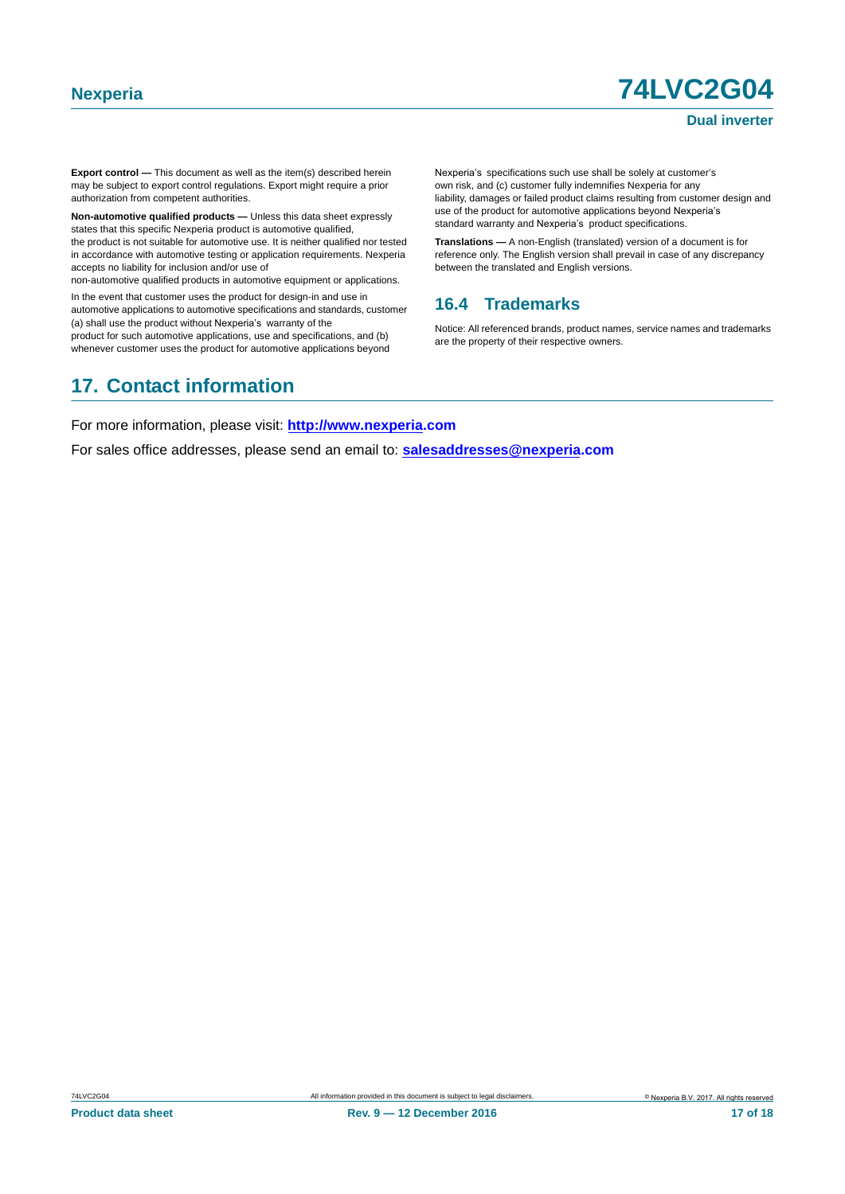**Export control —** This document as well as the item(s) described herein may be subject to export control regulations. Export might require a prior authorization from competent authorities.

**Non-automotive qualified products —** Unless this data sheet expressly states that this specific Nexperia product is automotive qualified, the product is not suitable for automotive use. It is neither qualified nor tested in accordance with automotive testing or application requirements. Nexperia accepts no liability for inclusion and/or use of non-automotive qualified products in automotive equipment or applications.

In the event that customer uses the product for design-in and use in automotive applications to automotive specifications and standards, customer (a) shall use the product without Nexperia's warranty of the product for such automotive applications, use and specifications, and (b) whenever customer uses the product for automotive applications beyond Nexperia's specifications such use shall be solely at customer's own risk, and (c) customer fully indemnifies Nexperia for any liability, damages or failed product claims resulting from customer design and use of the product for automotive applications beyond Nexperia's standard warranty and Nexperia's product specifications.

**Translations —** A non-English (translated) version of a document is for reference only. The English version shall prevail in case of any discrepancy between the translated and English versions.

### 16.4 Trademarks

Notice: All referenced brands, product names, service names and trademarks are the property of their respective owners.

## 17. Contact information

For more information, please visit: **http://www.nexperia.com**

For sales office addresses, please send an email to: **salesaddresses@nexperia.com**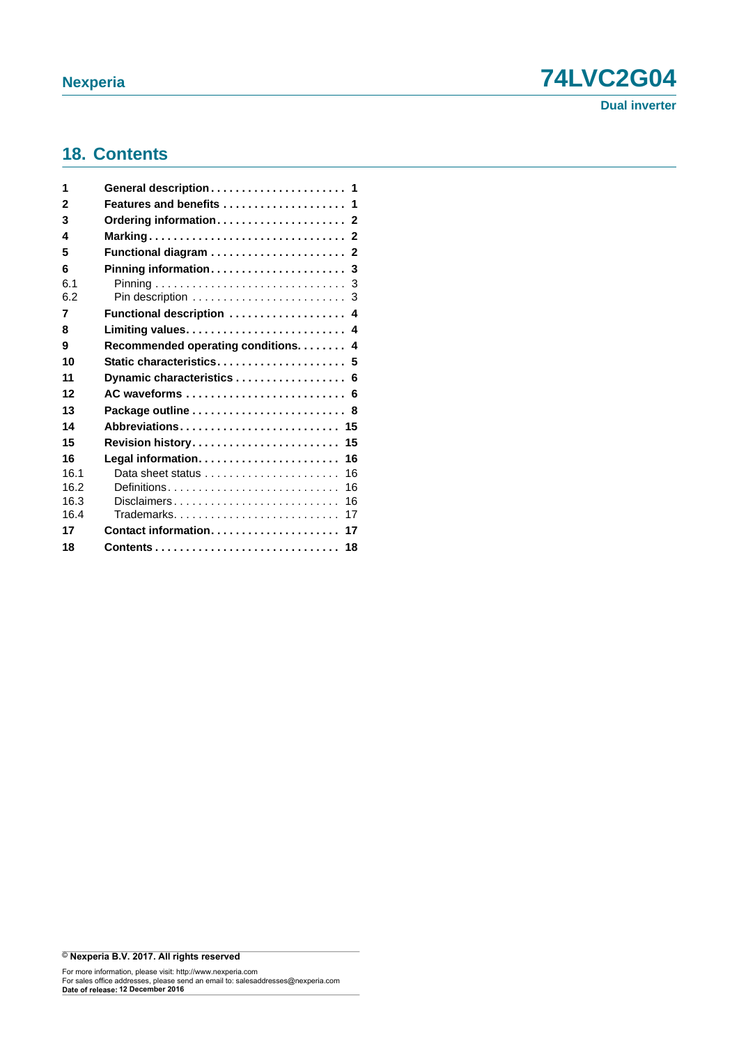## 18. Contents

| | | |
|---|---|---|
| **1** | **General description** | **1** |
| **2** | **Features and benefits** | **1** |
| **3** | **Ordering information** | **2** |
| **4** | **Marking** | **2** |
| **5** | **Functional diagram** | **2** |
| **6** | **Pinning information** | **3** |
| 6.1 | Pinning | 3 |
| 6.2 | Pin description | 3 |
| **7** | **Functional description** | **4** |
| **8** | **Limiting values** | **4** |
| **9** | **Recommended operating conditions** | **4** |
| **10** | **Static characteristics** | **5** |
| **11** | **Dynamic characteristics** | **6** |
| **12** | **AC waveforms** | **6** |
| **13** | **Package outline** | **8** |
| **14** | **Abbreviations** | **15** |
| **15** | **Revision history** | **15** |
| **16** | **Legal information** | **16** |
| 16.1 | Data sheet status | 16 |
| 16.2 | Definitions | 16 |
| 16.3 | Disclaimers | 16 |
| 16.4 | Trademarks | 17 |
| **17** | **Contact information** | **17** |
| **18** | **Contents** | **18** |

**© Nexperia B.V. 2017. All rights reserved**

For more information, please visit: http://www.nexperia.com
For sales office addresses, please send an email to: salesaddresses@nexperia.com
**Date of release: 12 December 2016**